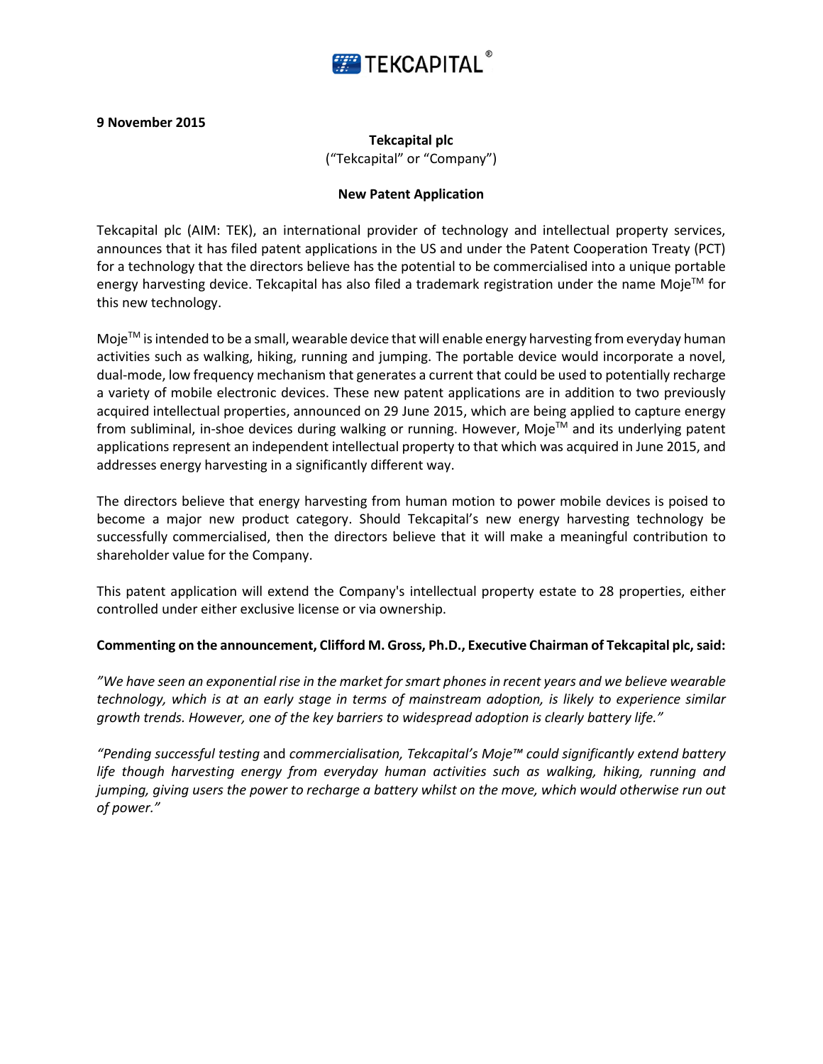TEKCAPITAL®

**9 November 2015**

**Tekcapital plc**
("Tekcapital" or "Company")

**New Patent Application**

Tekcapital plc (AIM: TEK), an international provider of technology and intellectual property services, announces that it has filed patent applications in the US and under the Patent Cooperation Treaty (PCT) for a technology that the directors believe has the potential to be commercialised into a unique portable energy harvesting device. Tekcapital has also filed a trademark registration under the name Moje™ for this new technology.

Moje™ is intended to be a small, wearable device that will enable energy harvesting from everyday human activities such as walking, hiking, running and jumping. The portable device would incorporate a novel, dual-mode, low frequency mechanism that generates a current that could be used to potentially recharge a variety of mobile electronic devices. These new patent applications are in addition to two previously acquired intellectual properties, announced on 29 June 2015, which are being applied to capture energy from subliminal, in-shoe devices during walking or running. However, Moje™ and its underlying patent applications represent an independent intellectual property to that which was acquired in June 2015, and addresses energy harvesting in a significantly different way.

The directors believe that energy harvesting from human motion to power mobile devices is poised to become a major new product category. Should Tekcapital's new energy harvesting technology be successfully commercialised, then the directors believe that it will make a meaningful contribution to shareholder value for the Company.

This patent application will extend the Company's intellectual property estate to 28 properties, either controlled under either exclusive license or via ownership.

**Commenting on the announcement, Clifford M. Gross, Ph.D., Executive Chairman of Tekcapital plc, said:**

*"We have seen an exponential rise in the market for smart phones in recent years and we believe wearable technology, which is at an early stage in terms of mainstream adoption, is likely to experience similar growth trends. However, one of the key barriers to widespread adoption is clearly battery life."*

*"Pending successful testing* and *commercialisation, Tekcapital's Moje™ could significantly extend battery life though harvesting energy from everyday human activities such as walking, hiking, running and jumping, giving users the power to recharge a battery whilst on the move, which would otherwise run out of power."*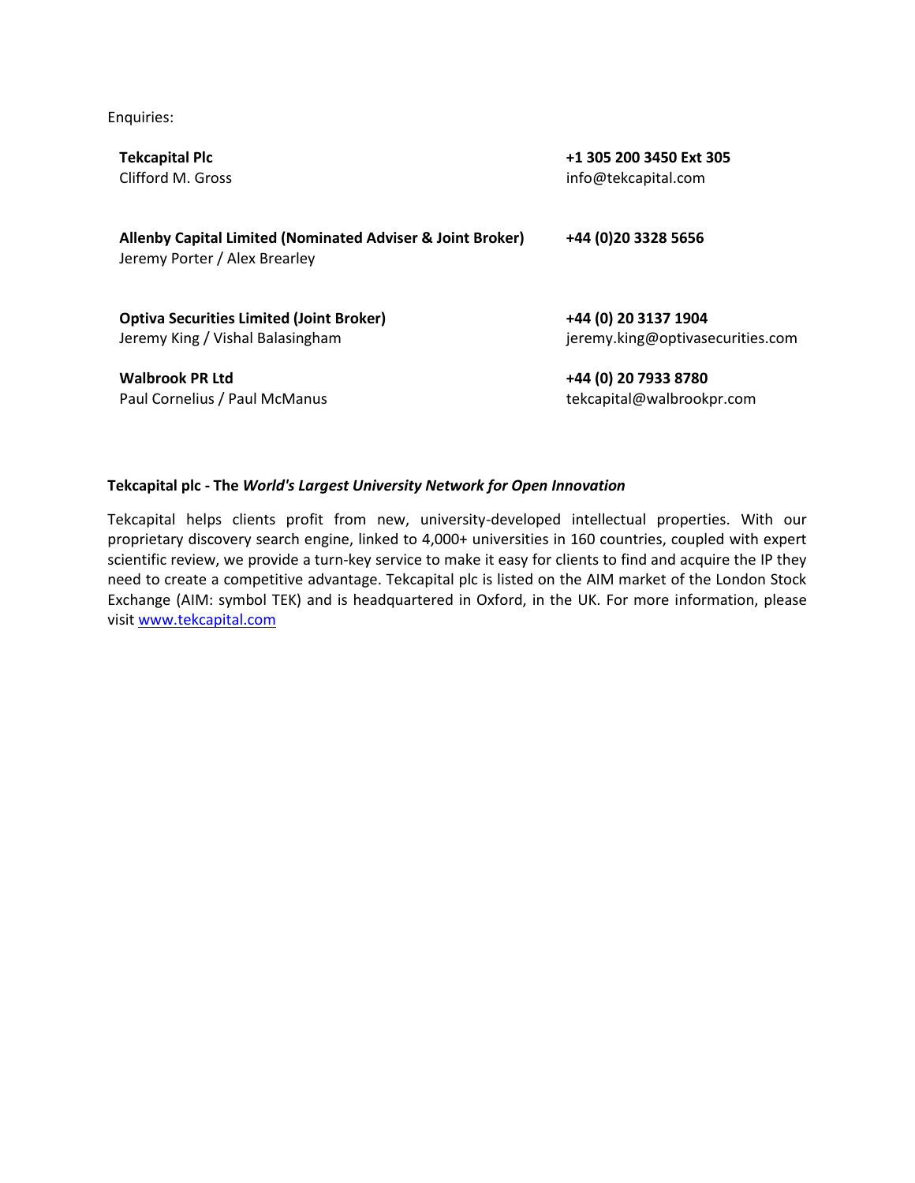Enquiries:

| | |
|---|---|
| **Tekcapital Plc**<br>Clifford M. Gross | **+1 305 200 3450 Ext 305**<br>info@tekcapital.com |
| **Allenby Capital Limited (Nominated Adviser & Joint Broker)**<br>Jeremy Porter / Alex Brearley | **+44 (0)20 3328 5656** |
| **Optiva Securities Limited (Joint Broker)**<br>Jeremy King / Vishal Balasingham | **+44 (0) 20 3137 1904**<br>jeremy.king@optivasecurities.com |
| **Walbrook PR Ltd**<br>Paul Cornelius / Paul McManus | **+44 (0) 20 7933 8780**<br>tekcapital@walbrookpr.com |

**Tekcapital plc - The *World's Largest University Network for Open Innovation***

Tekcapital helps clients profit from new, university-developed intellectual properties. With our proprietary discovery search engine, linked to 4,000+ universities in 160 countries, coupled with expert scientific review, we provide a turn-key service to make it easy for clients to find and acquire the IP they need to create a competitive advantage. Tekcapital plc is listed on the AIM market of the London Stock Exchange (AIM: symbol TEK) and is headquartered in Oxford, in the UK. For more information, please visit [www.tekcapital.com](http://www.tekcapital.com)